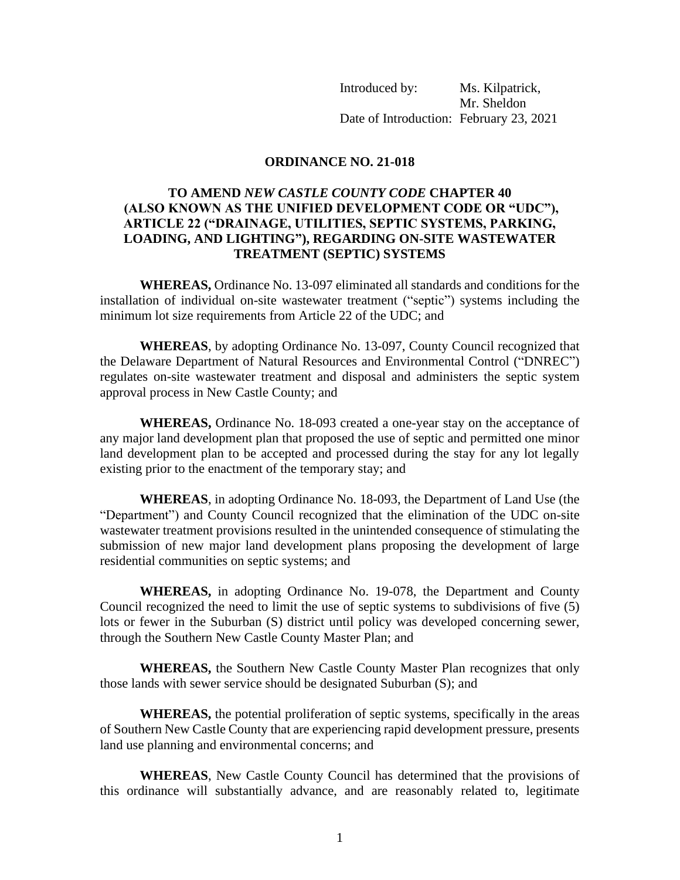Introduced by: Ms. Kilpatrick,
Mr. Sheldon
Date of Introduction: February 23, 2021

**ORDINANCE NO. 21-018**

**TO AMEND *NEW CASTLE COUNTY CODE* CHAPTER 40 (ALSO KNOWN AS THE UNIFIED DEVELOPMENT CODE OR "UDC"), ARTICLE 22 ("DRAINAGE, UTILITIES, SEPTIC SYSTEMS, PARKING, LOADING, AND LIGHTING"), REGARDING ON-SITE WASTEWATER TREATMENT (SEPTIC) SYSTEMS**

**WHEREAS,** Ordinance No. 13-097 eliminated all standards and conditions for the installation of individual on-site wastewater treatment ("septic") systems including the minimum lot size requirements from Article 22 of the UDC; and

**WHEREAS**, by adopting Ordinance No. 13-097, County Council recognized that the Delaware Department of Natural Resources and Environmental Control ("DNREC") regulates on-site wastewater treatment and disposal and administers the septic system approval process in New Castle County; and

**WHEREAS,** Ordinance No. 18-093 created a one-year stay on the acceptance of any major land development plan that proposed the use of septic and permitted one minor land development plan to be accepted and processed during the stay for any lot legally existing prior to the enactment of the temporary stay; and

**WHEREAS**, in adopting Ordinance No. 18-093, the Department of Land Use (the "Department") and County Council recognized that the elimination of the UDC on-site wastewater treatment provisions resulted in the unintended consequence of stimulating the submission of new major land development plans proposing the development of large residential communities on septic systems; and

**WHEREAS,** in adopting Ordinance No. 19-078, the Department and County Council recognized the need to limit the use of septic systems to subdivisions of five (5) lots or fewer in the Suburban (S) district until policy was developed concerning sewer, through the Southern New Castle County Master Plan; and

**WHEREAS,** the Southern New Castle County Master Plan recognizes that only those lands with sewer service should be designated Suburban (S); and

**WHEREAS,** the potential proliferation of septic systems, specifically in the areas of Southern New Castle County that are experiencing rapid development pressure, presents land use planning and environmental concerns; and

**WHEREAS**, New Castle County Council has determined that the provisions of this ordinance will substantially advance, and are reasonably related to, legitimate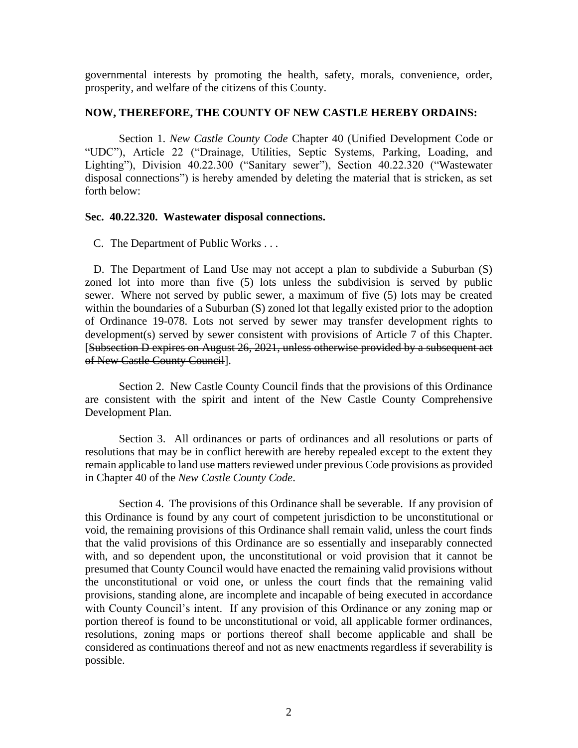governmental interests by promoting the health, safety, morals, convenience, order, prosperity, and welfare of the citizens of this County.

**NOW, THEREFORE, THE COUNTY OF NEW CASTLE HEREBY ORDAINS:**

Section 1. *New Castle County Code* Chapter 40 (Unified Development Code or "UDC"), Article 22 ("Drainage, Utilities, Septic Systems, Parking, Loading, and Lighting"), Division 40.22.300 ("Sanitary sewer"), Section 40.22.320 ("Wastewater disposal connections") is hereby amended by deleting the material that is stricken, as set forth below:

**Sec. 40.22.320. Wastewater disposal connections.**

C. The Department of Public Works . . .

D. The Department of Land Use may not accept a plan to subdivide a Suburban (S) zoned lot into more than five (5) lots unless the subdivision is served by public sewer. Where not served by public sewer, a maximum of five (5) lots may be created within the boundaries of a Suburban (S) zoned lot that legally existed prior to the adoption of Ordinance 19-078. Lots not served by sewer may transfer development rights to development(s) served by sewer consistent with provisions of Article 7 of this Chapter. [~~Subsection D expires on August 26, 2021, unless otherwise provided by a subsequent act of New Castle County Council~~].

Section 2. New Castle County Council finds that the provisions of this Ordinance are consistent with the spirit and intent of the New Castle County Comprehensive Development Plan.

Section 3. All ordinances or parts of ordinances and all resolutions or parts of resolutions that may be in conflict herewith are hereby repealed except to the extent they remain applicable to land use matters reviewed under previous Code provisions as provided in Chapter 40 of the *New Castle County Code*.

Section 4. The provisions of this Ordinance shall be severable. If any provision of this Ordinance is found by any court of competent jurisdiction to be unconstitutional or void, the remaining provisions of this Ordinance shall remain valid, unless the court finds that the valid provisions of this Ordinance are so essentially and inseparably connected with, and so dependent upon, the unconstitutional or void provision that it cannot be presumed that County Council would have enacted the remaining valid provisions without the unconstitutional or void one, or unless the court finds that the remaining valid provisions, standing alone, are incomplete and incapable of being executed in accordance with County Council's intent. If any provision of this Ordinance or any zoning map or portion thereof is found to be unconstitutional or void, all applicable former ordinances, resolutions, zoning maps or portions thereof shall become applicable and shall be considered as continuations thereof and not as new enactments regardless if severability is possible.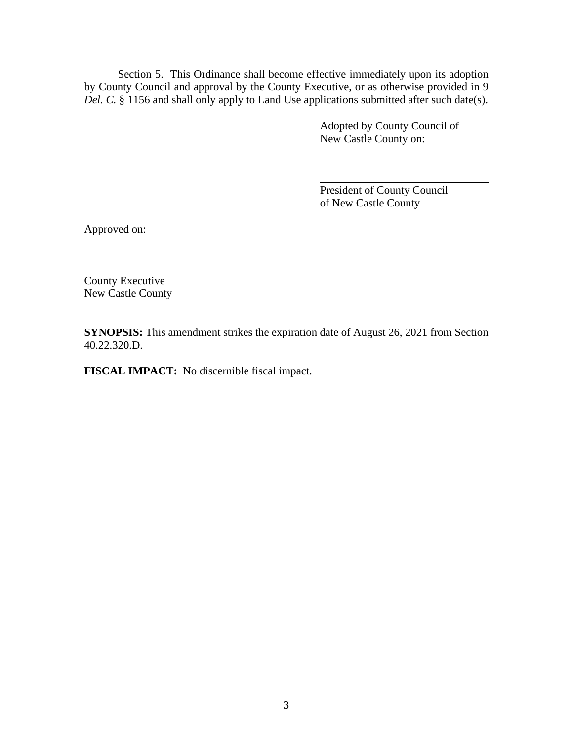Section 5. This Ordinance shall become effective immediately upon its adoption by County Council and approval by the County Executive, or as otherwise provided in 9 *Del. C.* § 1156 and shall only apply to Land Use applications submitted after such date(s).

Adopted by County Council of
New Castle County on:

______________________________
President of County Council
of New Castle County

Approved on:

______________________________
County Executive
New Castle County

**SYNOPSIS:** This amendment strikes the expiration date of August 26, 2021 from Section 40.22.320.D.

**FISCAL IMPACT:** No discernible fiscal impact.